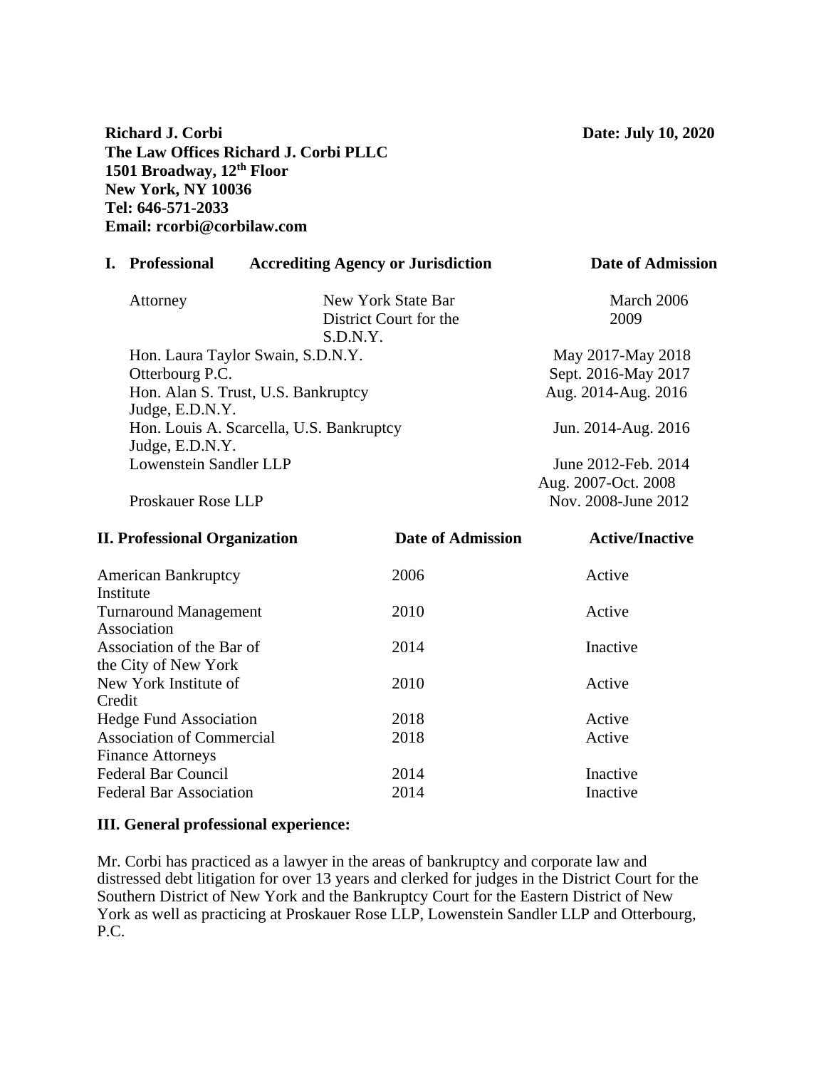**Richard J. Corbi** **Date: July 10, 2020**
**The Law Offices Richard J. Corbi PLLC**
**1501 Broadway, 12th Floor**
**New York, NY 10036**
**Tel: 646-571-2033**
**Email: rcorbi@corbilaw.com**

| **I. Professional** | **Accrediting Agency or Jurisdiction** | **Date of Admission** |
|---|---|---|
| Attorney | New York State Bar | March 2006 |
| | District Court for the S.D.N.Y. | 2009 |
| Hon. Laura Taylor Swain, S.D.N.Y. | | May 2017-May 2018 |
| Otterbourg P.C. | | Sept. 2016-May 2017 |
| Hon. Alan S. Trust, U.S. Bankruptcy Judge, E.D.N.Y. | | Aug. 2014-Aug. 2016 |
| Hon. Louis A. Scarcella, U.S. Bankruptcy Judge, E.D.N.Y. | | Jun. 2014-Aug. 2016 |
| Lowenstein Sandler LLP | | June 2012-Feb. 2014 |
| | | Aug. 2007-Oct. 2008 |
| Proskauer Rose LLP | | Nov. 2008-June 2012 |

| **II. Professional Organization** | **Date of Admission** | **Active/Inactive** |
|---|---|---|
| American Bankruptcy Institute | 2006 | Active |
| Turnaround Management Association | 2010 | Active |
| Association of the Bar of the City of New York | 2014 | Inactive |
| New York Institute of Credit | 2010 | Active |
| Hedge Fund Association | 2018 | Active |
| Association of Commercial Finance Attorneys | 2018 | Active |
| Federal Bar Council | 2014 | Inactive |
| Federal Bar Association | 2014 | Inactive |

**III. General professional experience:**

Mr. Corbi has practiced as a lawyer in the areas of bankruptcy and corporate law and distressed debt litigation for over 13 years and clerked for judges in the District Court for the Southern District of New York and the Bankruptcy Court for the Eastern District of New York as well as practicing at Proskauer Rose LLP, Lowenstein Sandler LLP and Otterbourg, P.C.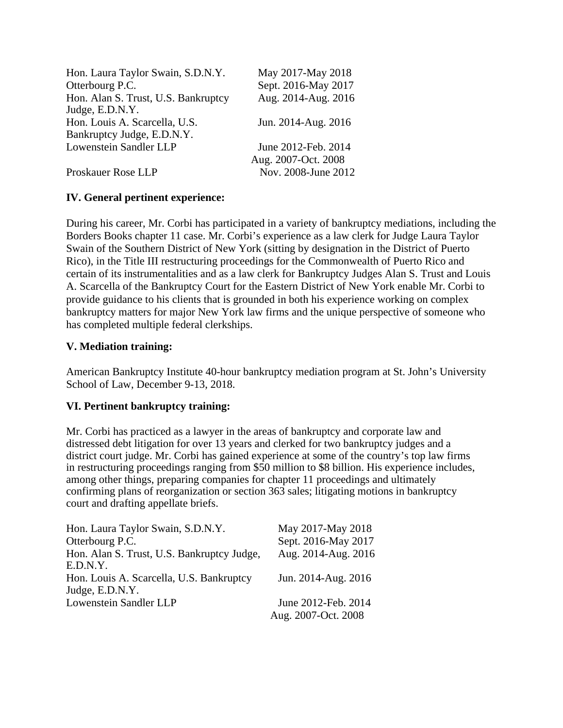| | |
|---|---|
| Hon. Laura Taylor Swain, S.D.N.Y. | May 2017-May 2018 |
| Otterbourg P.C. | Sept. 2016-May 2017 |
| Hon. Alan S. Trust, U.S. Bankruptcy Judge, E.D.N.Y. | Aug. 2014-Aug. 2016 |
| Hon. Louis A. Scarcella, U.S. Bankruptcy Judge, E.D.N.Y. | Jun. 2014-Aug. 2016 |
| Lowenstein Sandler LLP | June 2012-Feb. 2014<br>Aug. 2007-Oct. 2008 |
| Proskauer Rose LLP | Nov. 2008-June 2012 |

**IV. General pertinent experience:**

During his career, Mr. Corbi has participated in a variety of bankruptcy mediations, including the Borders Books chapter 11 case. Mr. Corbi's experience as a law clerk for Judge Laura Taylor Swain of the Southern District of New York (sitting by designation in the District of Puerto Rico), in the Title III restructuring proceedings for the Commonwealth of Puerto Rico and certain of its instrumentalities and as a law clerk for Bankruptcy Judges Alan S. Trust and Louis A. Scarcella of the Bankruptcy Court for the Eastern District of New York enable Mr. Corbi to provide guidance to his clients that is grounded in both his experience working on complex bankruptcy matters for major New York law firms and the unique perspective of someone who has completed multiple federal clerkships.

**V. Mediation training:**

American Bankruptcy Institute 40-hour bankruptcy mediation program at St. John's University School of Law, December 9-13, 2018.

**VI. Pertinent bankruptcy training:**

Mr. Corbi has practiced as a lawyer in the areas of bankruptcy and corporate law and distressed debt litigation for over 13 years and clerked for two bankruptcy judges and a district court judge. Mr. Corbi has gained experience at some of the country's top law firms in restructuring proceedings ranging from $50 million to $8 billion. His experience includes, among other things, preparing companies for chapter 11 proceedings and ultimately confirming plans of reorganization or section 363 sales; litigating motions in bankruptcy court and drafting appellate briefs.

| | |
|---|---|
| Hon. Laura Taylor Swain, S.D.N.Y. | May 2017-May 2018 |
| Otterbourg P.C. | Sept. 2016-May 2017 |
| Hon. Alan S. Trust, U.S. Bankruptcy Judge, E.D.N.Y. | Aug. 2014-Aug. 2016 |
| Hon. Louis A. Scarcella, U.S. Bankruptcy Judge, E.D.N.Y. | Jun. 2014-Aug. 2016 |
| Lowenstein Sandler LLP | June 2012-Feb. 2014<br>Aug. 2007-Oct. 2008 |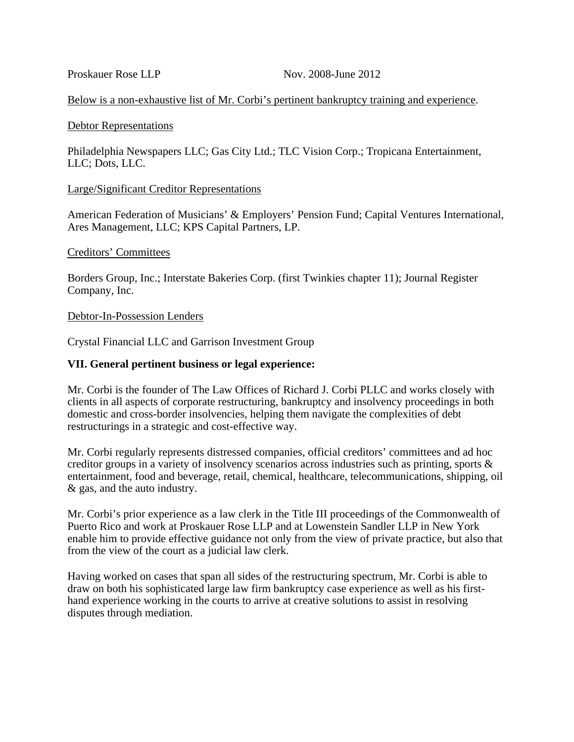Proskauer Rose LLP Nov. 2008-June 2012

Below is a non-exhaustive list of Mr. Corbi's pertinent bankruptcy training and experience.

Debtor Representations

Philadelphia Newspapers LLC; Gas City Ltd.; TLC Vision Corp.; Tropicana Entertainment, LLC; Dots, LLC.

Large/Significant Creditor Representations

American Federation of Musicians' & Employers' Pension Fund; Capital Ventures International, Ares Management, LLC; KPS Capital Partners, LP.

Creditors' Committees

Borders Group, Inc.; Interstate Bakeries Corp. (first Twinkies chapter 11); Journal Register Company, Inc.

Debtor-In-Possession Lenders

Crystal Financial LLC and Garrison Investment Group

**VII. General pertinent business or legal experience:**

Mr. Corbi is the founder of The Law Offices of Richard J. Corbi PLLC and works closely with clients in all aspects of corporate restructuring, bankruptcy and insolvency proceedings in both domestic and cross-border insolvencies, helping them navigate the complexities of debt restructurings in a strategic and cost-effective way.

Mr. Corbi regularly represents distressed companies, official creditors' committees and ad hoc creditor groups in a variety of insolvency scenarios across industries such as printing, sports & entertainment, food and beverage, retail, chemical, healthcare, telecommunications, shipping, oil & gas, and the auto industry.

Mr. Corbi's prior experience as a law clerk in the Title III proceedings of the Commonwealth of Puerto Rico and work at Proskauer Rose LLP and at Lowenstein Sandler LLP in New York enable him to provide effective guidance not only from the view of private practice, but also that from the view of the court as a judicial law clerk.

Having worked on cases that span all sides of the restructuring spectrum, Mr. Corbi is able to draw on both his sophisticated large law firm bankruptcy case experience as well as his first-hand experience working in the courts to arrive at creative solutions to assist in resolving disputes through mediation.